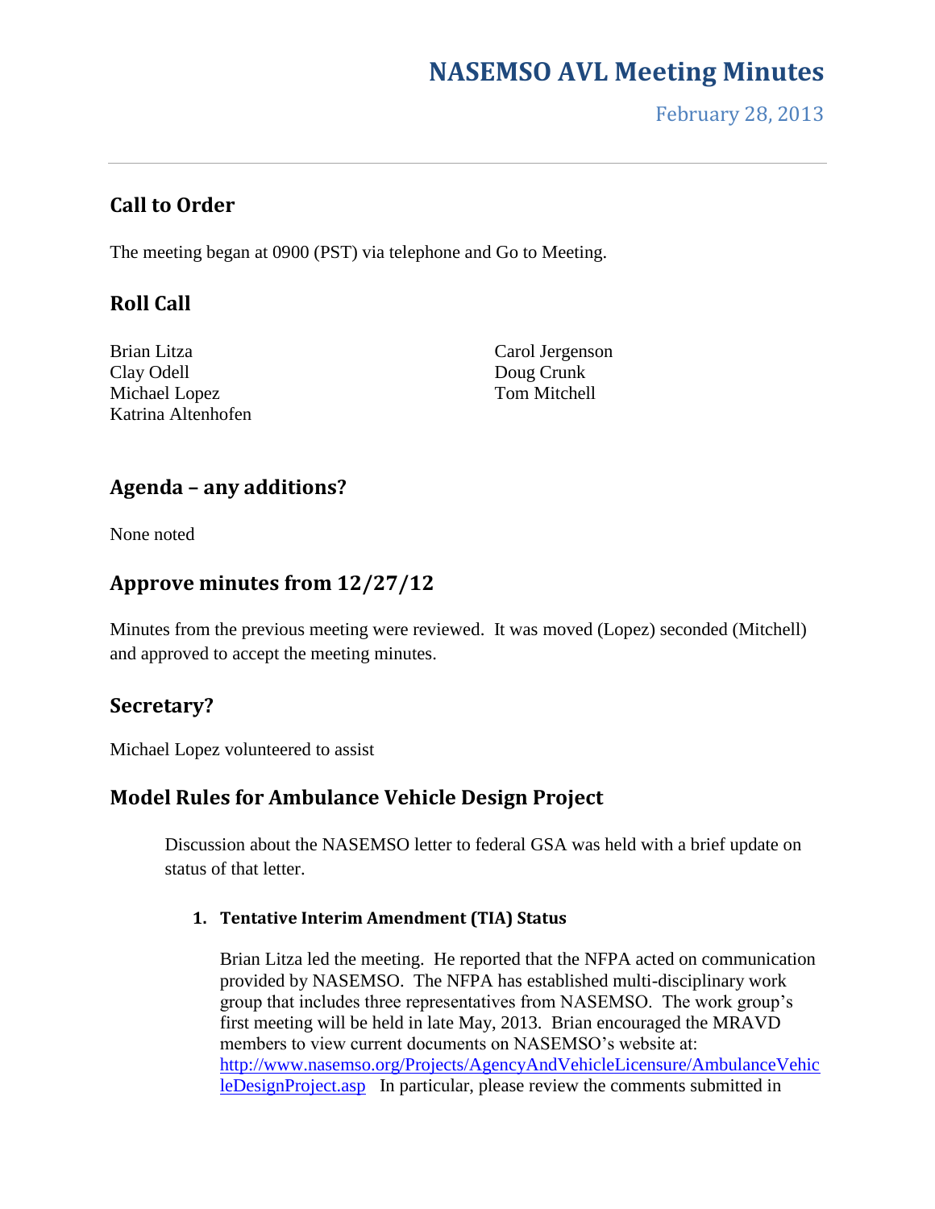# NASEMSO AVL Meeting Minutes

February 28, 2013

## Call to Order

The meeting began at 0900 (PST) via telephone and Go to Meeting.

## Roll Call

Brian Litza
Clay Odell
Michael Lopez
Katrina Altenhofen
Carol Jergenson
Doug Crunk
Tom Mitchell

## Agenda – any additions?

None noted

## Approve minutes from 12/27/12

Minutes from the previous meeting were reviewed. It was moved (Lopez) seconded (Mitchell) and approved to accept the meeting minutes.

## Secretary?

Michael Lopez volunteered to assist

## Model Rules for Ambulance Vehicle Design Project

Discussion about the NASEMSO letter to federal GSA was held with a brief update on status of that letter.

### 1. Tentative Interim Amendment (TIA) Status

Brian Litza led the meeting. He reported that the NFPA acted on communication provided by NASEMSO. The NFPA has established multi-disciplinary work group that includes three representatives from NASEMSO. The work group's first meeting will be held in late May, 2013. Brian encouraged the MRAVD members to view current documents on NASEMSO's website at: http://www.nasemso.org/Projects/AgencyAndVehicleLicensure/AmbulanceVehicleDesignProject.asp In particular, please review the comments submitted in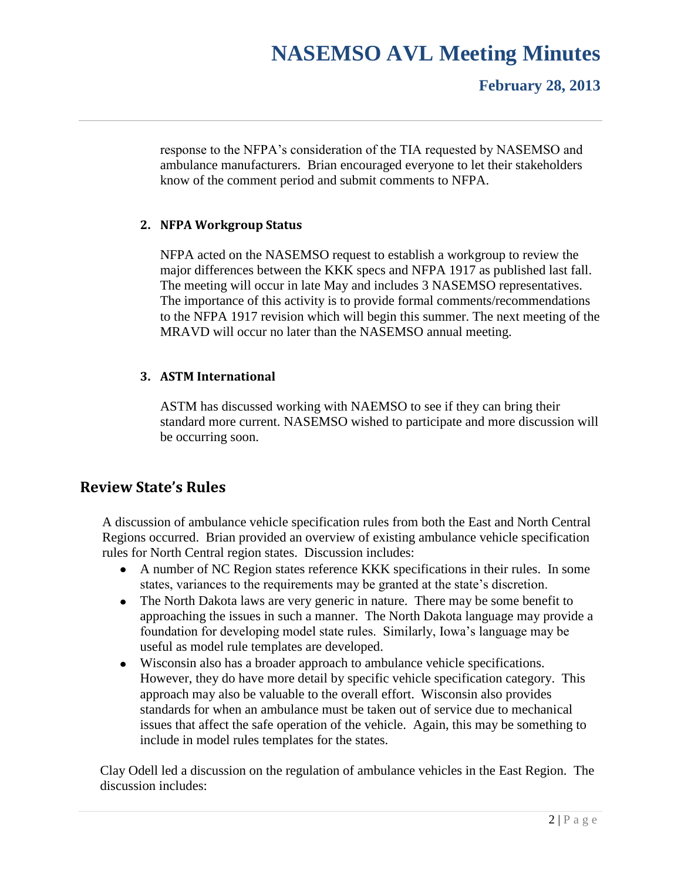response to the NFPA's consideration of the TIA requested by NASEMSO and ambulance manufacturers. Brian encouraged everyone to let their stakeholders know of the comment period and submit comments to NFPA.

2. **NFPA Workgroup Status**

   NFPA acted on the NASEMSO request to establish a workgroup to review the major differences between the KKK specs and NFPA 1917 as published last fall. The meeting will occur in late May and includes 3 NASEMSO representatives. The importance of this activity is to provide formal comments/recommendations to the NFPA 1917 revision which will begin this summer. The next meeting of the MRAVD will occur no later than the NASEMSO annual meeting.

3. **ASTM International**

   ASTM has discussed working with NAEMSO to see if they can bring their standard more current. NASEMSO wished to participate and more discussion will be occurring soon.

## Review State's Rules

A discussion of ambulance vehicle specification rules from both the East and North Central Regions occurred. Brian provided an overview of existing ambulance vehicle specification rules for North Central region states. Discussion includes:

- A number of NC Region states reference KKK specifications in their rules. In some states, variances to the requirements may be granted at the state's discretion.
- The North Dakota laws are very generic in nature. There may be some benefit to approaching the issues in such a manner. The North Dakota language may provide a foundation for developing model state rules. Similarly, Iowa's language may be useful as model rule templates are developed.
- Wisconsin also has a broader approach to ambulance vehicle specifications. However, they do have more detail by specific vehicle specification category. This approach may also be valuable to the overall effort. Wisconsin also provides standards for when an ambulance must be taken out of service due to mechanical issues that affect the safe operation of the vehicle. Again, this may be something to include in model rules templates for the states.

Clay Odell led a discussion on the regulation of ambulance vehicles in the East Region. The discussion includes: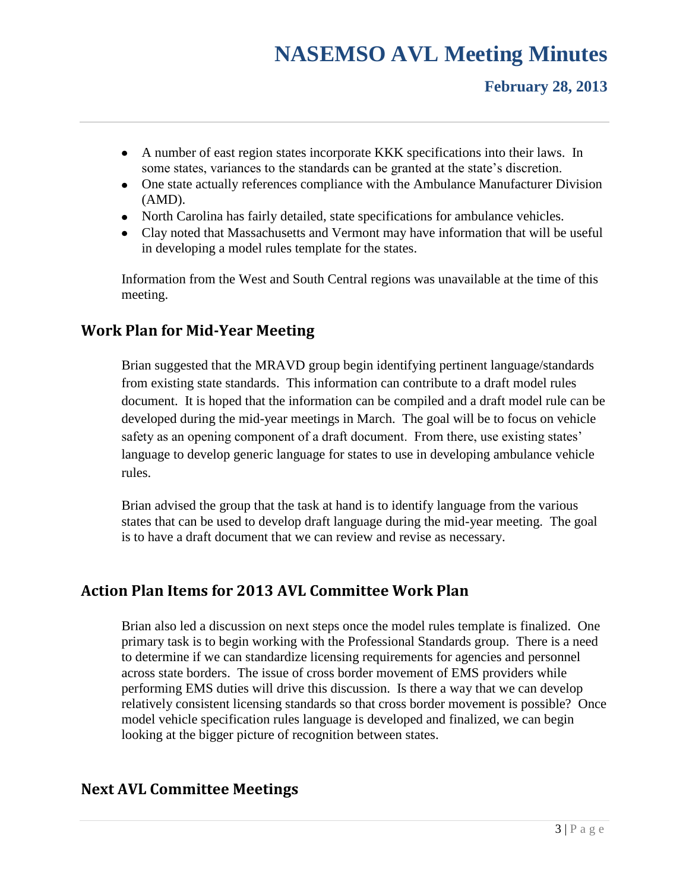- A number of east region states incorporate KKK specifications into their laws. In some states, variances to the standards can be granted at the state's discretion.
- One state actually references compliance with the Ambulance Manufacturer Division (AMD).
- North Carolina has fairly detailed, state specifications for ambulance vehicles.
- Clay noted that Massachusetts and Vermont may have information that will be useful in developing a model rules template for the states.

Information from the West and South Central regions was unavailable at the time of this meeting.

## Work Plan for Mid-Year Meeting

Brian suggested that the MRAVD group begin identifying pertinent language/standards from existing state standards. This information can contribute to a draft model rules document. It is hoped that the information can be compiled and a draft model rule can be developed during the mid-year meetings in March. The goal will be to focus on vehicle safety as an opening component of a draft document. From there, use existing states' language to develop generic language for states to use in developing ambulance vehicle rules.

Brian advised the group that the task at hand is to identify language from the various states that can be used to develop draft language during the mid-year meeting. The goal is to have a draft document that we can review and revise as necessary.

## Action Plan Items for 2013 AVL Committee Work Plan

Brian also led a discussion on next steps once the model rules template is finalized. One primary task is to begin working with the Professional Standards group. There is a need to determine if we can standardize licensing requirements for agencies and personnel across state borders. The issue of cross border movement of EMS providers while performing EMS duties will drive this discussion. Is there a way that we can develop relatively consistent licensing standards so that cross border movement is possible? Once model vehicle specification rules language is developed and finalized, we can begin looking at the bigger picture of recognition between states.

## Next AVL Committee Meetings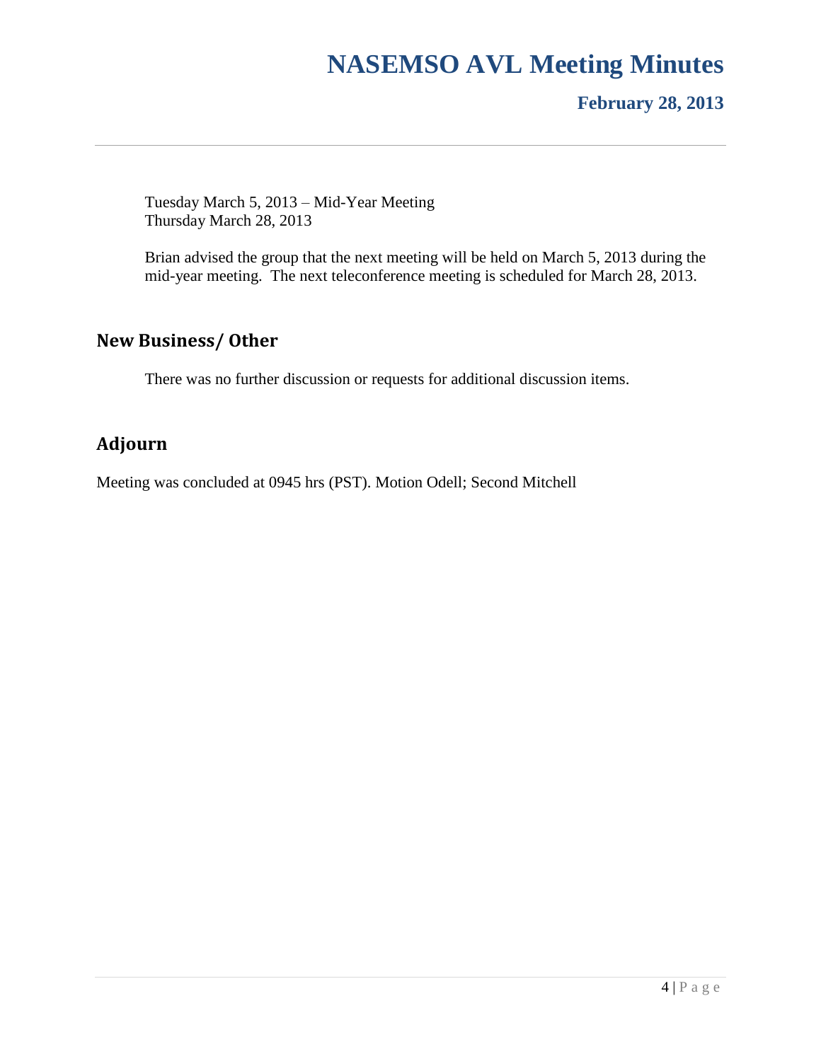Tuesday March 5, 2013 – Mid-Year Meeting
Thursday March 28, 2013

Brian advised the group that the next meeting will be held on March 5, 2013 during the mid-year meeting. The next teleconference meeting is scheduled for March 28, 2013.

## New Business/ Other

There was no further discussion or requests for additional discussion items.

## Adjourn

Meeting was concluded at 0945 hrs (PST). Motion Odell; Second Mitchell